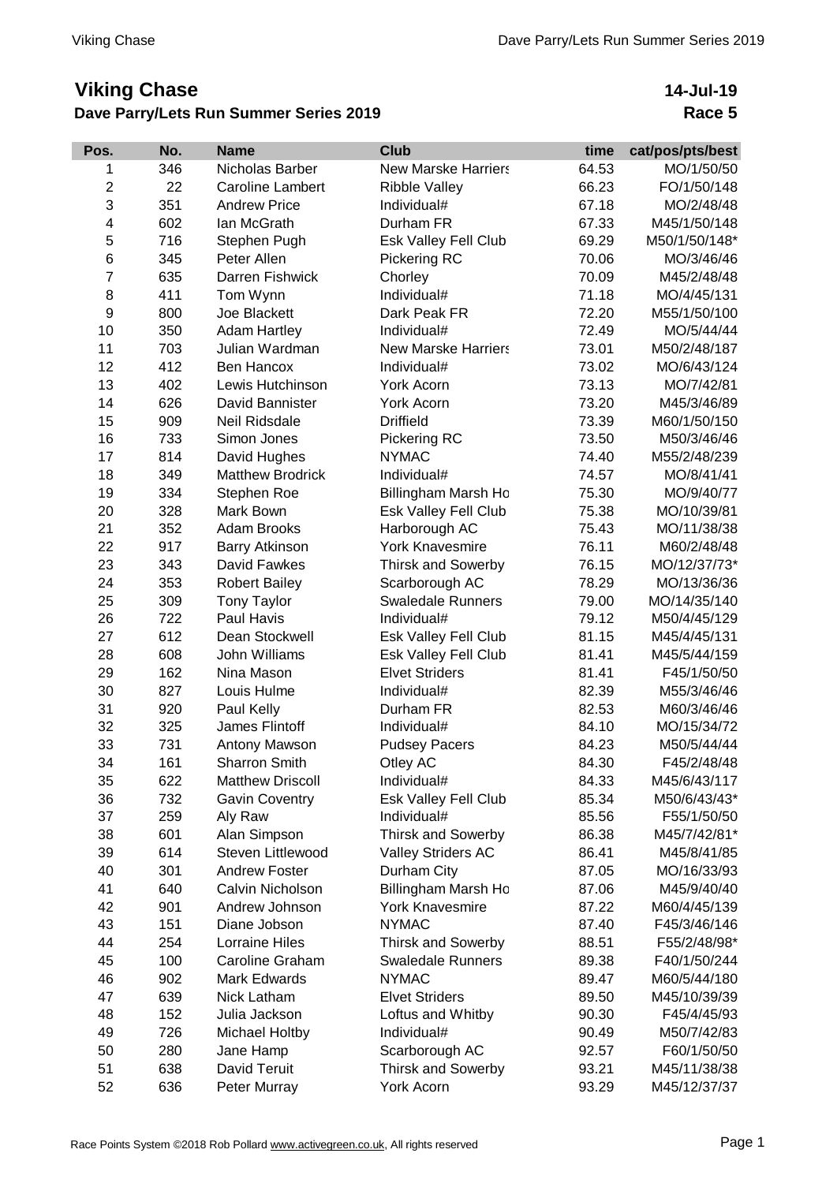# Viking Chase

## Dave Parry/Lets Run Summer Series 2019

**14-Jul-19**
**Race 5**

| Pos. | No. | Name | Club | time | cat/pos/pts/best |
|---|---|---|---|---|---|
| 1 | 346 | Nicholas Barber | New Marske Harriers | 64.53 | MO/1/50/50 |
| 2 | 22 | Caroline Lambert | Ribble Valley | 66.23 | FO/1/50/148 |
| 3 | 351 | Andrew Price | Individual# | 67.18 | MO/2/48/48 |
| 4 | 602 | Ian McGrath | Durham FR | 67.33 | M45/1/50/148 |
| 5 | 716 | Stephen Pugh | Esk Valley Fell Club | 69.29 | M50/1/50/148* |
| 6 | 345 | Peter Allen | Pickering RC | 70.06 | MO/3/46/46 |
| 7 | 635 | Darren Fishwick | Chorley | 70.09 | M45/2/48/48 |
| 8 | 411 | Tom Wynn | Individual# | 71.18 | MO/4/45/131 |
| 9 | 800 | Joe Blackett | Dark Peak FR | 72.20 | M55/1/50/100 |
| 10 | 350 | Adam Hartley | Individual# | 72.49 | MO/5/44/44 |
| 11 | 703 | Julian Wardman | New Marske Harriers | 73.01 | M50/2/48/187 |
| 12 | 412 | Ben Hancox | Individual# | 73.02 | MO/6/43/124 |
| 13 | 402 | Lewis Hutchinson | York Acorn | 73.13 | MO/7/42/81 |
| 14 | 626 | David Bannister | York Acorn | 73.20 | M45/3/46/89 |
| 15 | 909 | Neil Ridsdale | Driffield | 73.39 | M60/1/50/150 |
| 16 | 733 | Simon Jones | Pickering RC | 73.50 | M50/3/46/46 |
| 17 | 814 | David Hughes | NYMAC | 74.40 | M55/2/48/239 |
| 18 | 349 | Matthew Brodrick | Individual# | 74.57 | MO/8/41/41 |
| 19 | 334 | Stephen Roe | Billingham Marsh Ho | 75.30 | MO/9/40/77 |
| 20 | 328 | Mark Bown | Esk Valley Fell Club | 75.38 | MO/10/39/81 |
| 21 | 352 | Adam Brooks | Harborough AC | 75.43 | MO/11/38/38 |
| 22 | 917 | Barry Atkinson | York Knavesmire | 76.11 | M60/2/48/48 |
| 23 | 343 | David Fawkes | Thirsk and Sowerby | 76.15 | MO/12/37/73* |
| 24 | 353 | Robert Bailey | Scarborough AC | 78.29 | MO/13/36/36 |
| 25 | 309 | Tony Taylor | Swaledale Runners | 79.00 | MO/14/35/140 |
| 26 | 722 | Paul Havis | Individual# | 79.12 | M50/4/45/129 |
| 27 | 612 | Dean Stockwell | Esk Valley Fell Club | 81.15 | M45/4/45/131 |
| 28 | 608 | John Williams | Esk Valley Fell Club | 81.41 | M45/5/44/159 |
| 29 | 162 | Nina Mason | Elvet Striders | 81.41 | F45/1/50/50 |
| 30 | 827 | Louis Hulme | Individual# | 82.39 | M55/3/46/46 |
| 31 | 920 | Paul Kelly | Durham FR | 82.53 | M60/3/46/46 |
| 32 | 325 | James Flintoff | Individual# | 84.10 | MO/15/34/72 |
| 33 | 731 | Antony Mawson | Pudsey Pacers | 84.23 | M50/5/44/44 |
| 34 | 161 | Sharron Smith | Otley AC | 84.30 | F45/2/48/48 |
| 35 | 622 | Matthew Driscoll | Individual# | 84.33 | M45/6/43/117 |
| 36 | 732 | Gavin Coventry | Esk Valley Fell Club | 85.34 | M50/6/43/43* |
| 37 | 259 | Aly Raw | Individual# | 85.56 | F55/1/50/50 |
| 38 | 601 | Alan Simpson | Thirsk and Sowerby | 86.38 | M45/7/42/81* |
| 39 | 614 | Steven Littlewood | Valley Striders AC | 86.41 | M45/8/41/85 |
| 40 | 301 | Andrew Foster | Durham City | 87.05 | MO/16/33/93 |
| 41 | 640 | Calvin Nicholson | Billingham Marsh Ho | 87.06 | M45/9/40/40 |
| 42 | 901 | Andrew Johnson | York Knavesmire | 87.22 | M60/4/45/139 |
| 43 | 151 | Diane Jobson | NYMAC | 87.40 | F45/3/46/146 |
| 44 | 254 | Lorraine Hiles | Thirsk and Sowerby | 88.51 | F55/2/48/98* |
| 45 | 100 | Caroline Graham | Swaledale Runners | 89.38 | F40/1/50/244 |
| 46 | 902 | Mark Edwards | NYMAC | 89.47 | M60/5/44/180 |
| 47 | 639 | Nick Latham | Elvet Striders | 89.50 | M45/10/39/39 |
| 48 | 152 | Julia Jackson | Loftus and Whitby | 90.30 | F45/4/45/93 |
| 49 | 726 | Michael Holtby | Individual# | 90.49 | M50/7/42/83 |
| 50 | 280 | Jane Hamp | Scarborough AC | 92.57 | F60/1/50/50 |
| 51 | 638 | David Teruit | Thirsk and Sowerby | 93.21 | M45/11/38/38 |
| 52 | 636 | Peter Murray | York Acorn | 93.29 | M45/12/37/37 |

Race Points System ©2018 Rob Pollard www.activegreen.co.uk, All rights reserved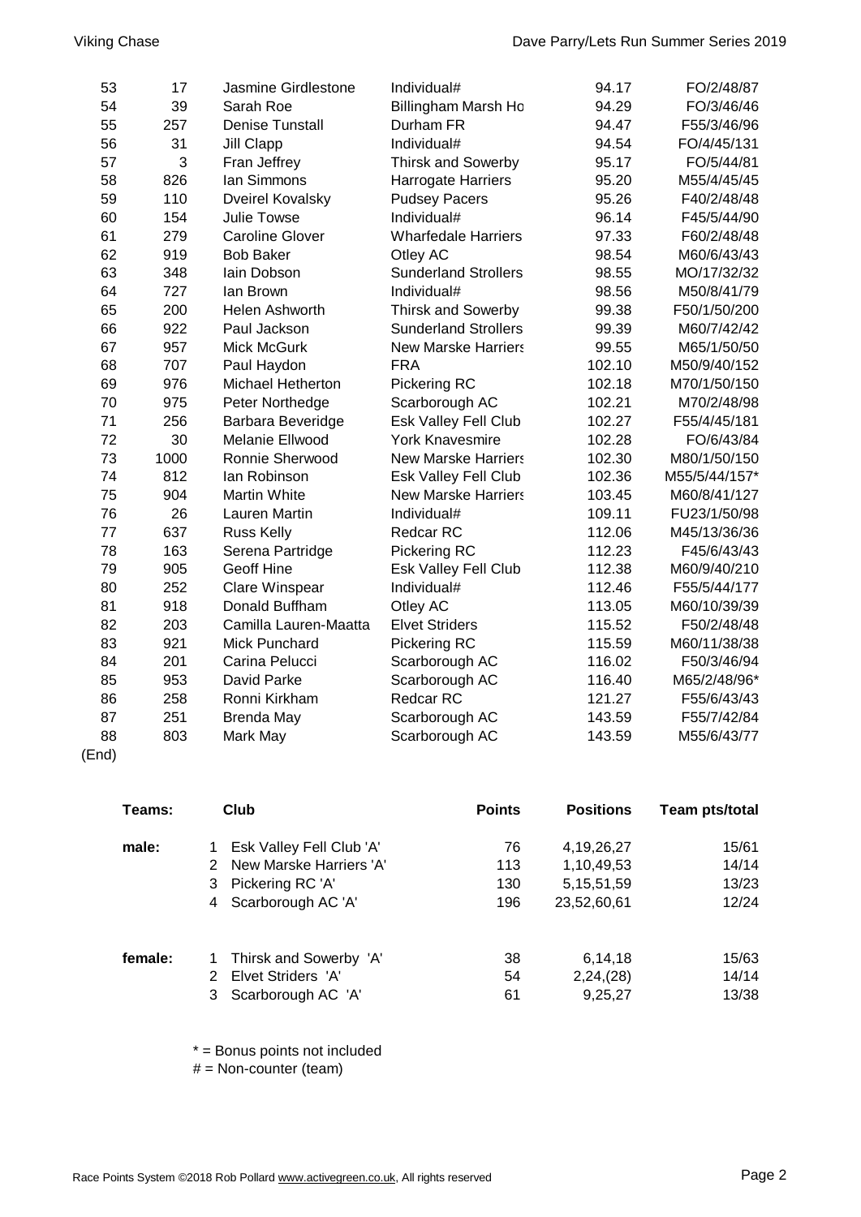| | | | | | |
|---|---|---|---|---|---|
| 53 | 17 | Jasmine Girdlestone | Individual# | 94.17 | FO/2/48/87 |
| 54 | 39 | Sarah Roe | Billingham Marsh Ho | 94.29 | FO/3/46/46 |
| 55 | 257 | Denise Tunstall | Durham FR | 94.47 | F55/3/46/96 |
| 56 | 31 | Jill Clapp | Individual# | 94.54 | FO/4/45/131 |
| 57 | 3 | Fran Jeffrey | Thirsk and Sowerby | 95.17 | FO/5/44/81 |
| 58 | 826 | Ian Simmons | Harrogate Harriers | 95.20 | M55/4/45/45 |
| 59 | 110 | Dveirel Kovalsky | Pudsey Pacers | 95.26 | F40/2/48/48 |
| 60 | 154 | Julie Towse | Individual# | 96.14 | F45/5/44/90 |
| 61 | 279 | Caroline Glover | Wharfedale Harriers | 97.33 | F60/2/48/48 |
| 62 | 919 | Bob Baker | Otley AC | 98.54 | M60/6/43/43 |
| 63 | 348 | Iain Dobson | Sunderland Strollers | 98.55 | MO/17/32/32 |
| 64 | 727 | Ian Brown | Individual# | 98.56 | M50/8/41/79 |
| 65 | 200 | Helen Ashworth | Thirsk and Sowerby | 99.38 | F50/1/50/200 |
| 66 | 922 | Paul Jackson | Sunderland Strollers | 99.39 | M60/7/42/42 |
| 67 | 957 | Mick McGurk | New Marske Harriers | 99.55 | M65/1/50/50 |
| 68 | 707 | Paul Haydon | FRA | 102.10 | M50/9/40/152 |
| 69 | 976 | Michael Hetherton | Pickering RC | 102.18 | M70/1/50/150 |
| 70 | 975 | Peter Northedge | Scarborough AC | 102.21 | M70/2/48/98 |
| 71 | 256 | Barbara Beveridge | Esk Valley Fell Club | 102.27 | F55/4/45/181 |
| 72 | 30 | Melanie Ellwood | York Knavesmire | 102.28 | FO/6/43/84 |
| 73 | 1000 | Ronnie Sherwood | New Marske Harriers | 102.30 | M80/1/50/150 |
| 74 | 812 | Ian Robinson | Esk Valley Fell Club | 102.36 | M55/5/44/157* |
| 75 | 904 | Martin White | New Marske Harriers | 103.45 | M60/8/41/127 |
| 76 | 26 | Lauren Martin | Individual# | 109.11 | FU23/1/50/98 |
| 77 | 637 | Russ Kelly | Redcar RC | 112.06 | M45/13/36/36 |
| 78 | 163 | Serena Partridge | Pickering RC | 112.23 | F45/6/43/43 |
| 79 | 905 | Geoff Hine | Esk Valley Fell Club | 112.38 | M60/9/40/210 |
| 80 | 252 | Clare Winspear | Individual# | 112.46 | F55/5/44/177 |
| 81 | 918 | Donald Buffham | Otley AC | 113.05 | M60/10/39/39 |
| 82 | 203 | Camilla Lauren-Maatta | Elvet Striders | 115.52 | F50/2/48/48 |
| 83 | 921 | Mick Punchard | Pickering RC | 115.59 | M60/11/38/38 |
| 84 | 201 | Carina Pelucci | Scarborough AC | 116.02 | F50/3/46/94 |
| 85 | 953 | David Parke | Scarborough AC | 116.40 | M65/2/48/96* |
| 86 | 258 | Ronni Kirkham | Redcar RC | 121.27 | F55/6/43/43 |
| 87 | 251 | Brenda May | Scarborough AC | 143.59 | F55/7/42/84 |
| 88 | 803 | Mark May | Scarborough AC | 143.59 | M55/6/43/77 |

(End)

| Teams: | | Club | Points | Positions | Team pts/total |
|---|---|---|---|---|---|
| male: | 1 | Esk Valley Fell Club 'A' | 76 | 4,19,26,27 | 15/61 |
| | 2 | New Marske Harriers 'A' | 113 | 1,10,49,53 | 14/14 |
| | 3 | Pickering RC 'A' | 130 | 5,15,51,59 | 13/23 |
| | 4 | Scarborough AC 'A' | 196 | 23,52,60,61 | 12/24 |
| female: | 1 | Thirsk and Sowerby 'A' | 38 | 6,14,18 | 15/63 |
| | 2 | Elvet Striders 'A' | 54 | 2,24,(28) | 14/14 |
| | 3 | Scarborough AC 'A' | 61 | 9,25,27 | 13/38 |

* = Bonus points not included
# = Non-counter (team)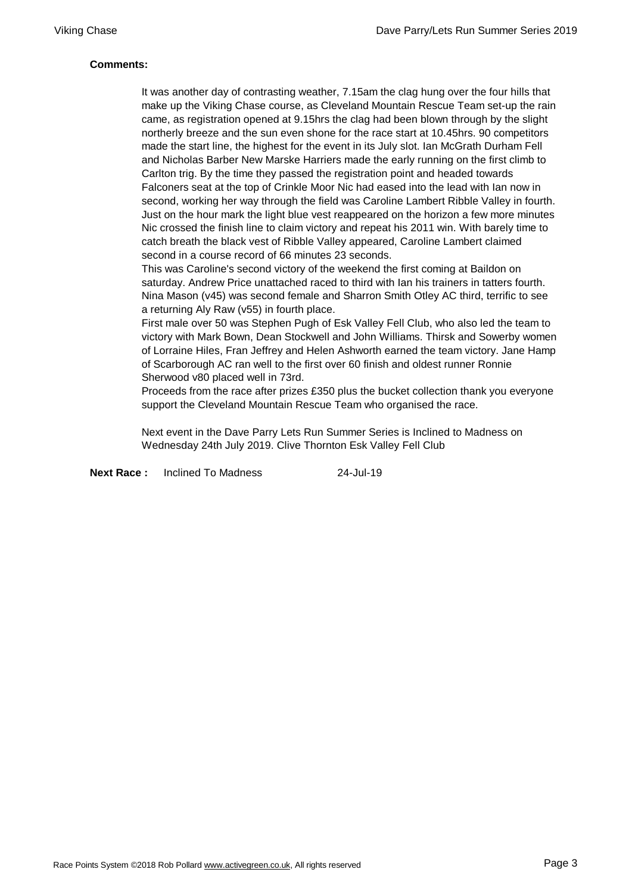**Comments:**

It was another day of contrasting weather, 7.15am the clag hung over the four hills that make up the Viking Chase course, as Cleveland Mountain Rescue Team set-up the rain came, as registration opened at 9.15hrs the clag had been blown through by the slight northerly breeze and the sun even shone for the race start at 10.45hrs. 90 competitors made the start line, the highest for the event in its July slot. Ian McGrath Durham Fell and Nicholas Barber New Marske Harriers made the early running on the first climb to Carlton trig. By the time they passed the registration point and headed towards Falconers seat at the top of Crinkle Moor Nic had eased into the lead with Ian now in second, working her way through the field was Caroline Lambert Ribble Valley in fourth. Just on the hour mark the light blue vest reappeared on the horizon a few more minutes Nic crossed the finish line to claim victory and repeat his 2011 win. With barely time to catch breath the black vest of Ribble Valley appeared, Caroline Lambert claimed second in a course record of 66 minutes 23 seconds.

This was Caroline's second victory of the weekend the first coming at Baildon on saturday. Andrew Price unattached raced to third with Ian his trainers in tatters fourth. Nina Mason (v45) was second female and Sharron Smith Otley AC third, terrific to see a returning Aly Raw (v55) in fourth place.

First male over 50 was Stephen Pugh of Esk Valley Fell Club, who also led the team to victory with Mark Bown, Dean Stockwell and John Williams. Thirsk and Sowerby women of Lorraine Hiles, Fran Jeffrey and Helen Ashworth earned the team victory. Jane Hamp of Scarborough AC ran well to the first over 60 finish and oldest runner Ronnie Sherwood v80 placed well in 73rd.

Proceeds from the race after prizes £350 plus the bucket collection thank you everyone support the Cleveland Mountain Rescue Team who organised the race.

Next event in the Dave Parry Lets Run Summer Series is Inclined to Madness on Wednesday 24th July 2019. Clive Thornton Esk Valley Fell Club

**Next Race :** Inclined To Madness 24-Jul-19